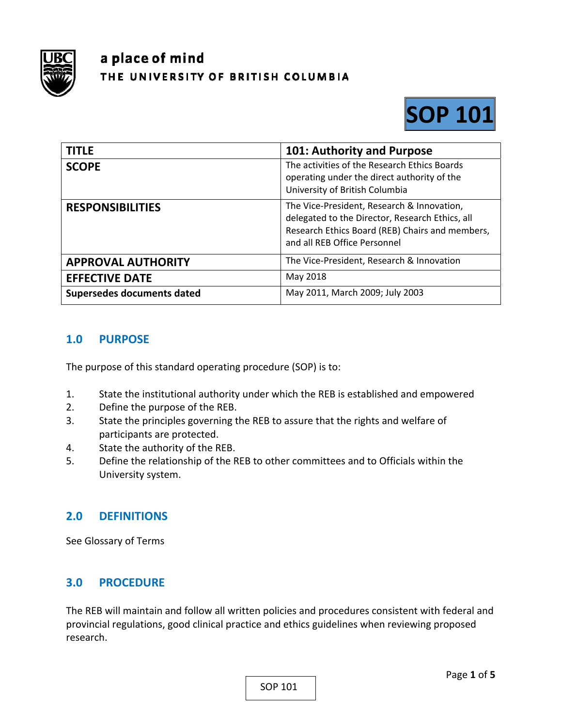**a place of mind**
**THE UNIVERSITY OF BRITISH COLUMBIA**

# SOP 101

| TITLE | 101: Authority and Purpose |
|---|---|
| SCOPE | The activities of the Research Ethics Boards operating under the direct authority of the University of British Columbia |
| RESPONSIBILITIES | The Vice-President, Research & Innovation, delegated to the Director, Research Ethics, all Research Ethics Board (REB) Chairs and members, and all REB Office Personnel |
| APPROVAL AUTHORITY | The Vice-President, Research & Innovation |
| EFFECTIVE DATE | May 2018 |
| Supersedes documents dated | May 2011, March 2009; July 2003 |

## 1.0 PURPOSE

The purpose of this standard operating procedure (SOP) is to:

1. State the institutional authority under which the REB is established and empowered
2. Define the purpose of the REB.
3. State the principles governing the REB to assure that the rights and welfare of participants are protected.
4. State the authority of the REB.
5. Define the relationship of the REB to other committees and to Officials within the University system.

## 2.0 DEFINITIONS

See Glossary of Terms

## 3.0 PROCEDURE

The REB will maintain and follow all written policies and procedures consistent with federal and provincial regulations, good clinical practice and ethics guidelines when reviewing proposed research.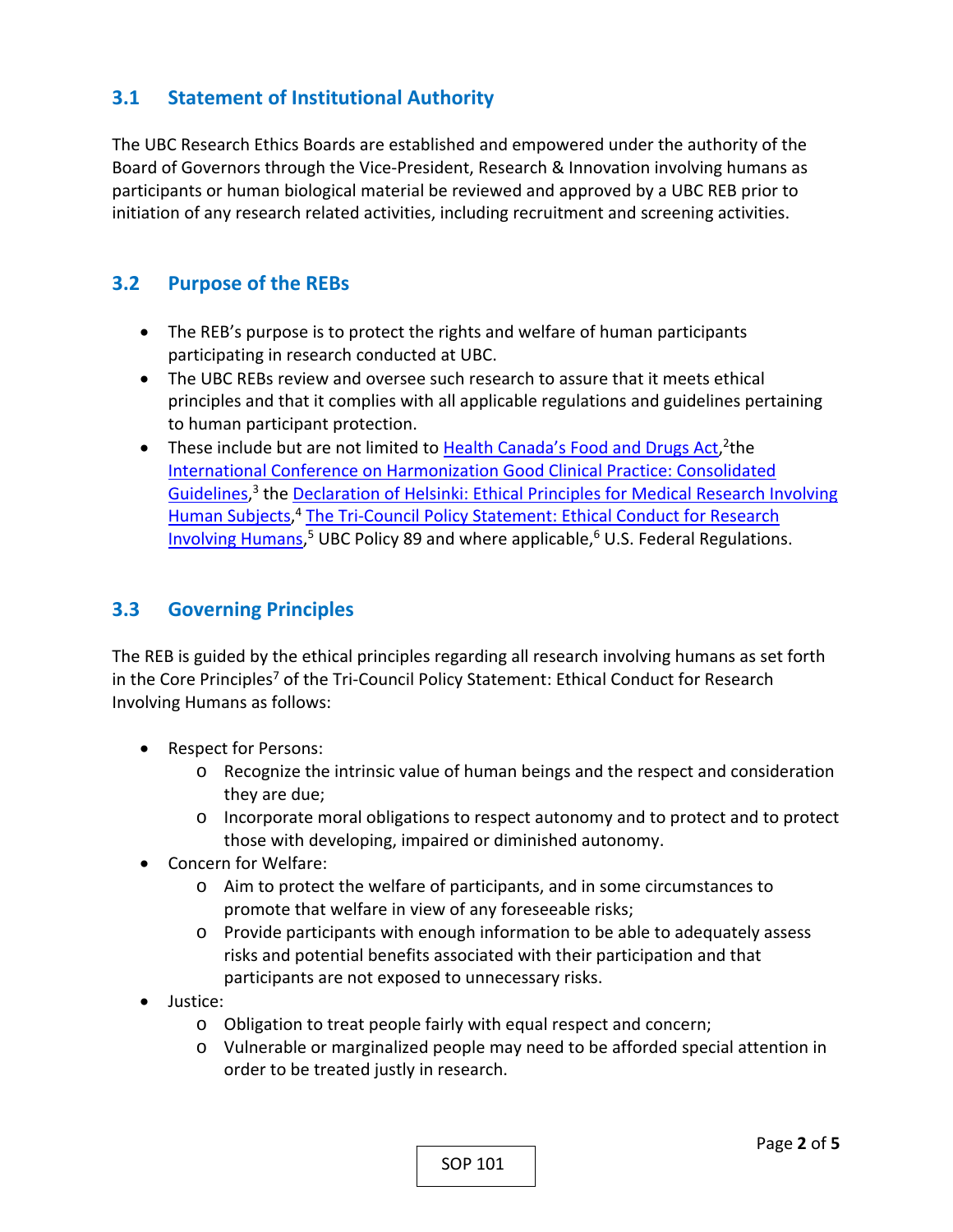## 3.1 Statement of Institutional Authority

The UBC Research Ethics Boards are established and empowered under the authority of the Board of Governors through the Vice-President, Research & Innovation involving humans as participants or human biological material be reviewed and approved by a UBC REB prior to initiation of any research related activities, including recruitment and screening activities.

## 3.2 Purpose of the REBs

- The REB's purpose is to protect the rights and welfare of human participants participating in research conducted at UBC.
- The UBC REBs review and oversee such research to assure that it meets ethical principles and that it complies with all applicable regulations and guidelines pertaining to human participant protection.
- These include but are not limited to Health Canada's Food and Drugs Act,[2] the International Conference on Harmonization Good Clinical Practice: Consolidated Guidelines,[3] the Declaration of Helsinki: Ethical Principles for Medical Research Involving Human Subjects,[4] The Tri-Council Policy Statement: Ethical Conduct for Research Involving Humans,[5] UBC Policy 89 and where applicable,[6] U.S. Federal Regulations.

## 3.3 Governing Principles

The REB is guided by the ethical principles regarding all research involving humans as set forth in the Core Principles[7] of the Tri-Council Policy Statement: Ethical Conduct for Research Involving Humans as follows:

- Respect for Persons:
  - Recognize the intrinsic value of human beings and the respect and consideration they are due;
  - Incorporate moral obligations to respect autonomy and to protect and to protect those with developing, impaired or diminished autonomy.
- Concern for Welfare:
  - Aim to protect the welfare of participants, and in some circumstances to promote that welfare in view of any foreseeable risks;
  - Provide participants with enough information to be able to adequately assess risks and potential benefits associated with their participation and that participants are not exposed to unnecessary risks.
- Justice:
  - Obligation to treat people fairly with equal respect and concern;
  - Vulnerable or marginalized people may need to be afforded special attention in order to be treated justly in research.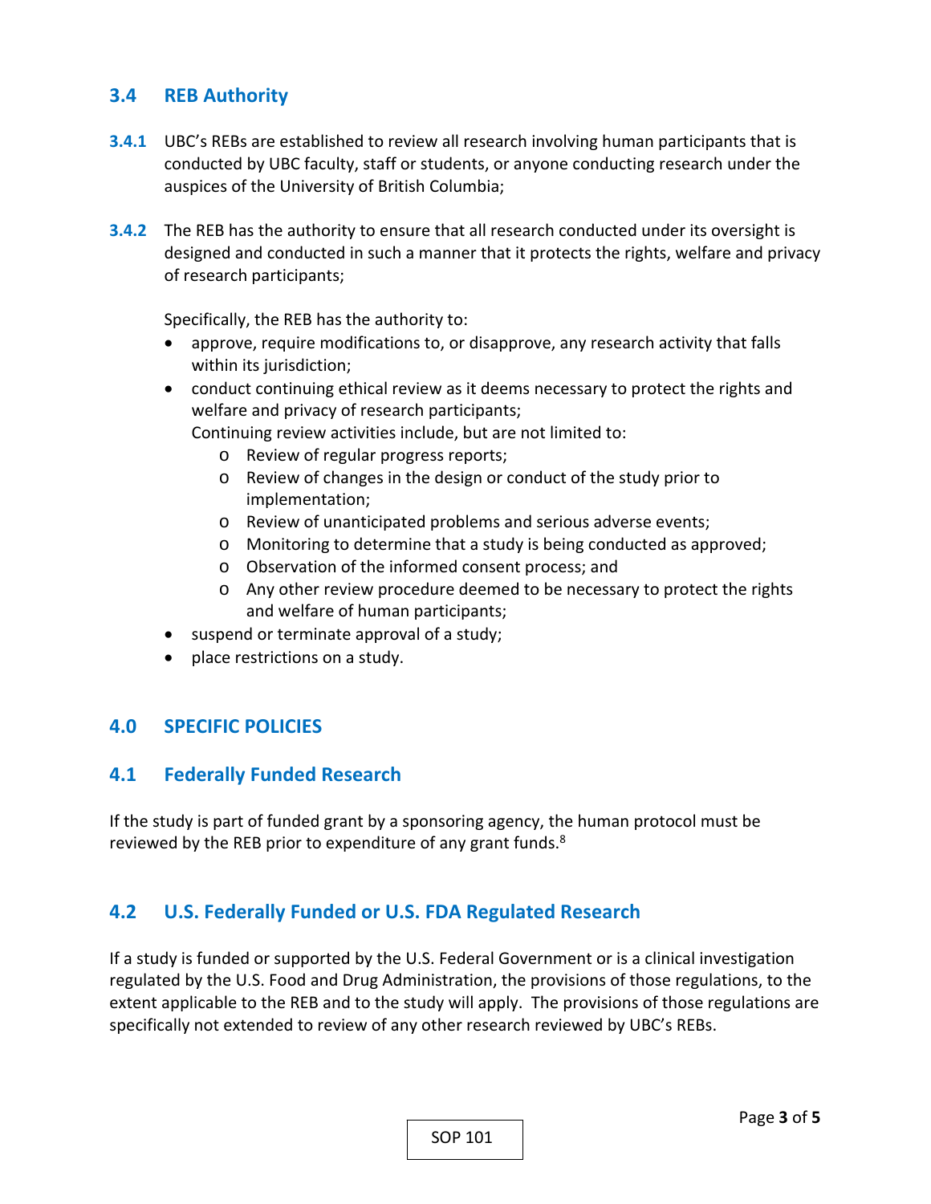## 3.4 REB Authority

**3.4.1** UBC's REBs are established to review all research involving human participants that is conducted by UBC faculty, staff or students, or anyone conducting research under the auspices of the University of British Columbia;

**3.4.2** The REB has the authority to ensure that all research conducted under its oversight is designed and conducted in such a manner that it protects the rights, welfare and privacy of research participants;

Specifically, the REB has the authority to:

- approve, require modifications to, or disapprove, any research activity that falls within its jurisdiction;
- conduct continuing ethical review as it deems necessary to protect the rights and welfare and privacy of research participants;
  Continuing review activities include, but are not limited to:
    - Review of regular progress reports;
    - Review of changes in the design or conduct of the study prior to implementation;
    - Review of unanticipated problems and serious adverse events;
    - Monitoring to determine that a study is being conducted as approved;
    - Observation of the informed consent process; and
    - Any other review procedure deemed to be necessary to protect the rights and welfare of human participants;
- suspend or terminate approval of a study;
- place restrictions on a study.

# 4.0 SPECIFIC POLICIES

## 4.1 Federally Funded Research

If the study is part of funded grant by a sponsoring agency, the human protocol must be reviewed by the REB prior to expenditure of any grant funds.[8]

## 4.2 U.S. Federally Funded or U.S. FDA Regulated Research

If a study is funded or supported by the U.S. Federal Government or is a clinical investigation regulated by the U.S. Food and Drug Administration, the provisions of those regulations, to the extent applicable to the REB and to the study will apply. The provisions of those regulations are specifically not extended to review of any other research reviewed by UBC's REBs.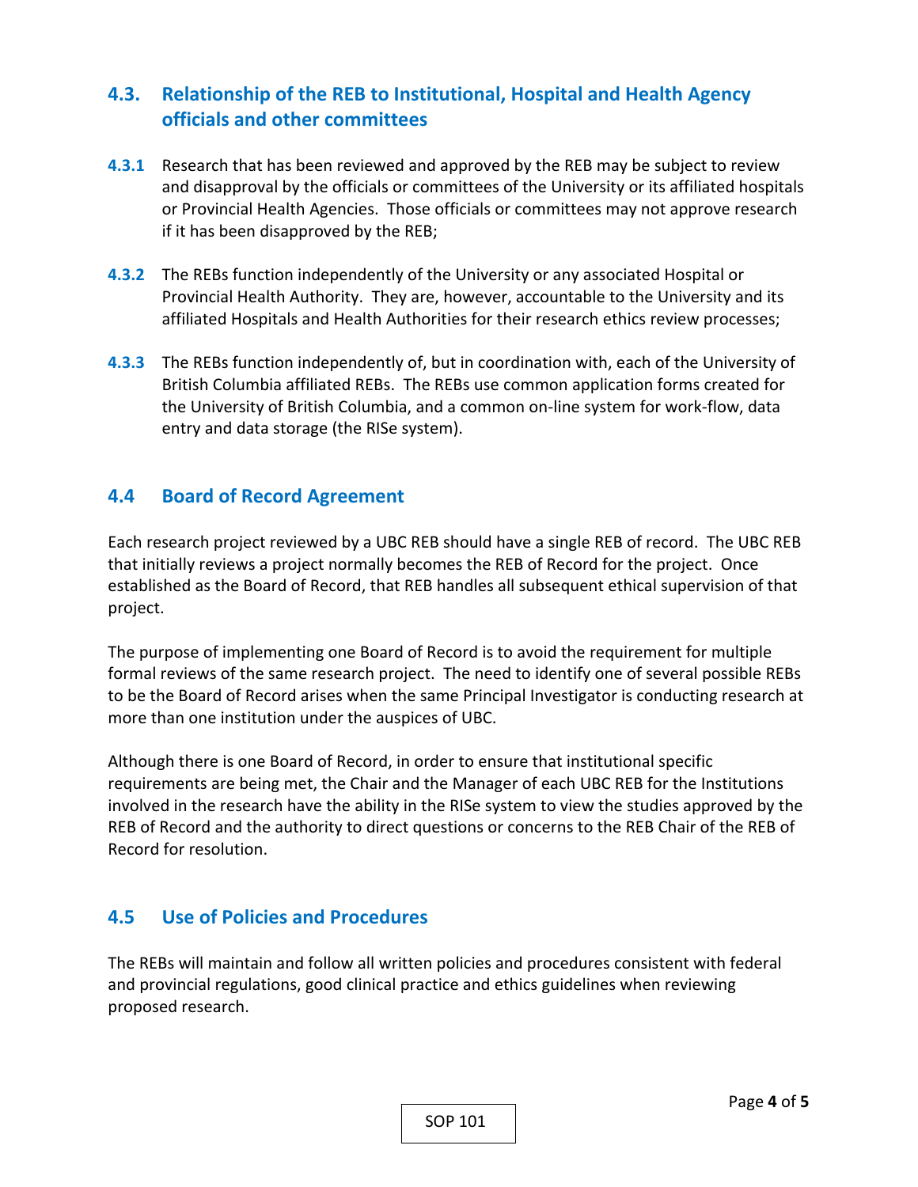## 4.3. Relationship of the REB to Institutional, Hospital and Health Agency officials and other committees

**4.3.1** Research that has been reviewed and approved by the REB may be subject to review and disapproval by the officials or committees of the University or its affiliated hospitals or Provincial Health Agencies. Those officials or committees may not approve research if it has been disapproved by the REB;

**4.3.2** The REBs function independently of the University or any associated Hospital or Provincial Health Authority. They are, however, accountable to the University and its affiliated Hospitals and Health Authorities for their research ethics review processes;

**4.3.3** The REBs function independently of, but in coordination with, each of the University of British Columbia affiliated REBs. The REBs use common application forms created for the University of British Columbia, and a common on-line system for work-flow, data entry and data storage (the RISe system).

## 4.4 Board of Record Agreement

Each research project reviewed by a UBC REB should have a single REB of record. The UBC REB that initially reviews a project normally becomes the REB of Record for the project. Once established as the Board of Record, that REB handles all subsequent ethical supervision of that project.

The purpose of implementing one Board of Record is to avoid the requirement for multiple formal reviews of the same research project. The need to identify one of several possible REBs to be the Board of Record arises when the same Principal Investigator is conducting research at more than one institution under the auspices of UBC.

Although there is one Board of Record, in order to ensure that institutional specific requirements are being met, the Chair and the Manager of each UBC REB for the Institutions involved in the research have the ability in the RISe system to view the studies approved by the REB of Record and the authority to direct questions or concerns to the REB Chair of the REB of Record for resolution.

## 4.5 Use of Policies and Procedures

The REBs will maintain and follow all written policies and procedures consistent with federal and provincial regulations, good clinical practice and ethics guidelines when reviewing proposed research.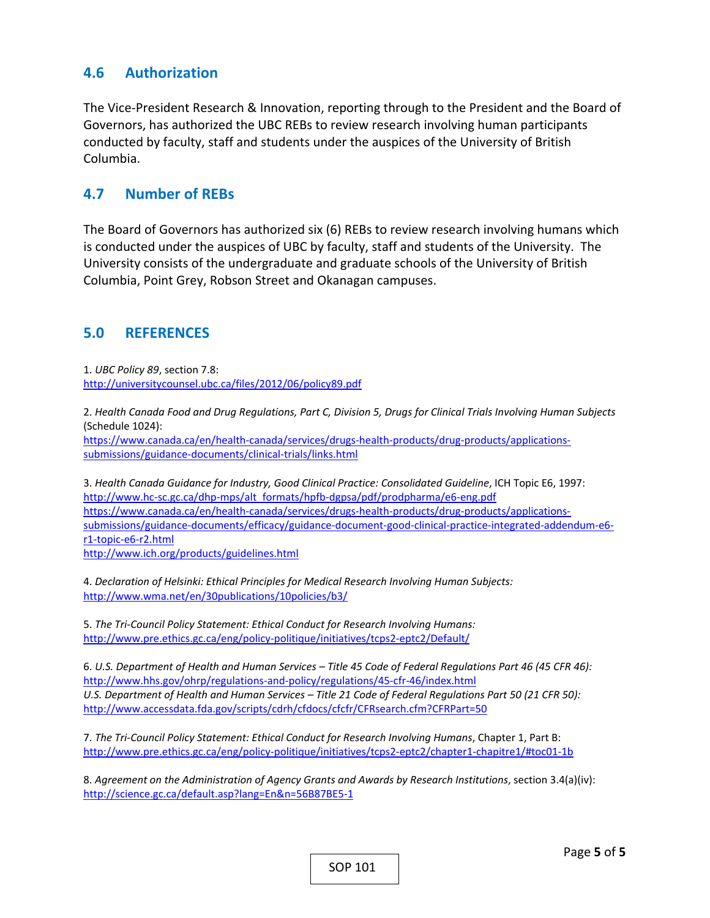## 4.6 Authorization

The Vice-President Research & Innovation, reporting through to the President and the Board of Governors, has authorized the UBC REBs to review research involving human participants conducted by faculty, staff and students under the auspices of the University of British Columbia.

## 4.7 Number of REBs

The Board of Governors has authorized six (6) REBs to review research involving humans which is conducted under the auspices of UBC by faculty, staff and students of the University. The University consists of the undergraduate and graduate schools of the University of British Columbia, Point Grey, Robson Street and Okanagan campuses.

# 5.0 REFERENCES

1. *UBC Policy 89*, section 7.8:
http://universitycounsel.ubc.ca/files/2012/06/policy89.pdf

2. *Health Canada Food and Drug Regulations, Part C, Division 5, Drugs for Clinical Trials Involving Human Subjects* (Schedule 1024):
https://www.canada.ca/en/health-canada/services/drugs-health-products/drug-products/applications-submissions/guidance-documents/clinical-trials/links.html

3. *Health Canada Guidance for Industry, Good Clinical Practice: Consolidated Guideline*, ICH Topic E6, 1997:
http://www.hc-sc.gc.ca/dhp-mps/alt_formats/hpfb-dgpsa/pdf/prodpharma/e6-eng.pdf
https://www.canada.ca/en/health-canada/services/drugs-health-products/drug-products/applications-submissions/guidance-documents/efficacy/guidance-document-good-clinical-practice-integrated-addendum-e6-r1-topic-e6-r2.html
http://www.ich.org/products/guidelines.html

4. *Declaration of Helsinki: Ethical Principles for Medical Research Involving Human Subjects:*
http://www.wma.net/en/30publications/10policies/b3/

5. *The Tri-Council Policy Statement: Ethical Conduct for Research Involving Humans:*
http://www.pre.ethics.gc.ca/eng/policy-politique/initiatives/tcps2-eptc2/Default/

6. *U.S. Department of Health and Human Services – Title 45 Code of Federal Regulations Part 46 (45 CFR 46):*
http://www.hhs.gov/ohrp/regulations-and-policy/regulations/45-cfr-46/index.html
*U.S. Department of Health and Human Services – Title 21 Code of Federal Regulations Part 50 (21 CFR 50):*
http://www.accessdata.fda.gov/scripts/cdrh/cfdocs/cfcfr/CFRsearch.cfm?CFRPart=50

7. *The Tri-Council Policy Statement: Ethical Conduct for Research Involving Humans*, Chapter 1, Part B:
http://www.pre.ethics.gc.ca/eng/policy-politique/initiatives/tcps2-eptc2/chapter1-chapitre1/#toc01-1b

8. *Agreement on the Administration of Agency Grants and Awards by Research Institutions*, section 3.4(a)(iv):
http://science.gc.ca/default.asp?lang=En&n=56B87BE5-1